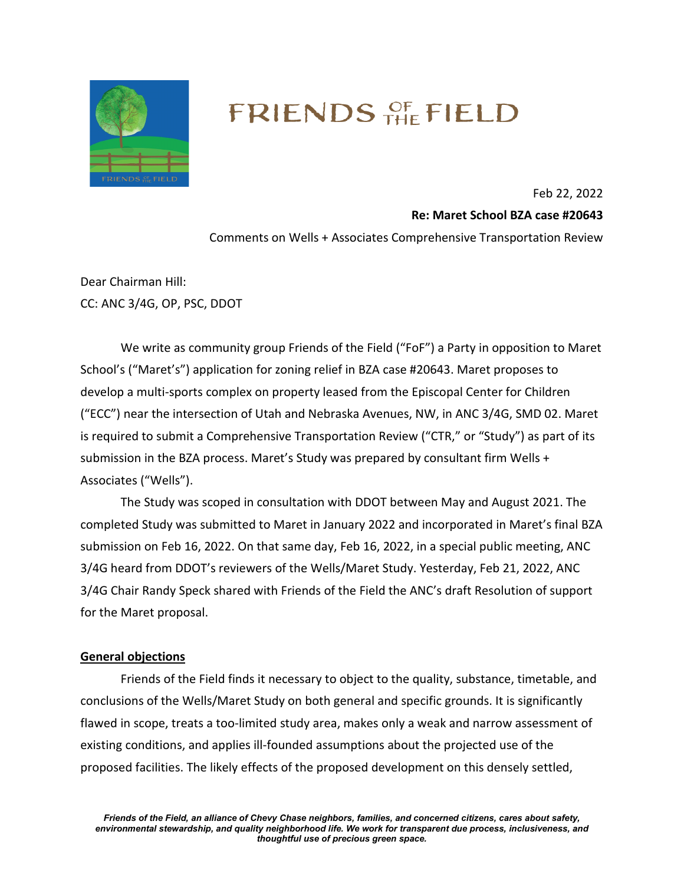# FRIENDS OF THE FIELD

Feb 22, 2022

**Re: Maret School BZA case #20643**

Comments on Wells + Associates Comprehensive Transportation Review

Dear Chairman Hill:

CC: ANC 3/4G, OP, PSC, DDOT

We write as community group Friends of the Field ("FoF") a Party in opposition to Maret School's ("Maret's") application for zoning relief in BZA case #20643. Maret proposes to develop a multi-sports complex on property leased from the Episcopal Center for Children ("ECC") near the intersection of Utah and Nebraska Avenues, NW, in ANC 3/4G, SMD 02. Maret is required to submit a Comprehensive Transportation Review ("CTR," or "Study") as part of its submission in the BZA process. Maret's Study was prepared by consultant firm Wells + Associates ("Wells").

The Study was scoped in consultation with DDOT between May and August 2021. The completed Study was submitted to Maret in January 2022 and incorporated in Maret's final BZA submission on Feb 16, 2022. On that same day, Feb 16, 2022, in a special public meeting, ANC 3/4G heard from DDOT's reviewers of the Wells/Maret Study. Yesterday, Feb 21, 2022, ANC 3/4G Chair Randy Speck shared with Friends of the Field the ANC's draft Resolution of support for the Maret proposal.

## General objections

Friends of the Field finds it necessary to object to the quality, substance, timetable, and conclusions of the Wells/Maret Study on both general and specific grounds. It is significantly flawed in scope, treats a too-limited study area, makes only a weak and narrow assessment of existing conditions, and applies ill-founded assumptions about the projected use of the proposed facilities. The likely effects of the proposed development on this densely settled,

*Friends of the Field, an alliance of Chevy Chase neighbors, families, and concerned citizens, cares about safety, environmental stewardship, and quality neighborhood life. We work for transparent due process, inclusiveness, and thoughtful use of precious green space.*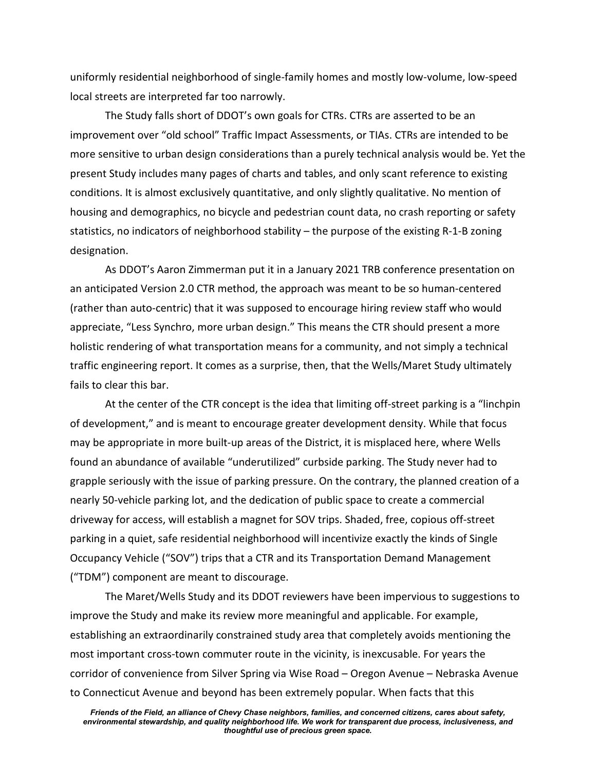uniformly residential neighborhood of single-family homes and mostly low-volume, low-speed local streets are interpreted far too narrowly.

The Study falls short of DDOT's own goals for CTRs. CTRs are asserted to be an improvement over "old school" Traffic Impact Assessments, or TIAs. CTRs are intended to be more sensitive to urban design considerations than a purely technical analysis would be. Yet the present Study includes many pages of charts and tables, and only scant reference to existing conditions. It is almost exclusively quantitative, and only slightly qualitative. No mention of housing and demographics, no bicycle and pedestrian count data, no crash reporting or safety statistics, no indicators of neighborhood stability – the purpose of the existing R-1-B zoning designation.

As DDOT's Aaron Zimmerman put it in a January 2021 TRB conference presentation on an anticipated Version 2.0 CTR method, the approach was meant to be so human-centered (rather than auto-centric) that it was supposed to encourage hiring review staff who would appreciate, "Less Synchro, more urban design." This means the CTR should present a more holistic rendering of what transportation means for a community, and not simply a technical traffic engineering report. It comes as a surprise, then, that the Wells/Maret Study ultimately fails to clear this bar.

At the center of the CTR concept is the idea that limiting off-street parking is a "linchpin of development," and is meant to encourage greater development density. While that focus may be appropriate in more built-up areas of the District, it is misplaced here, where Wells found an abundance of available "underutilized" curbside parking. The Study never had to grapple seriously with the issue of parking pressure. On the contrary, the planned creation of a nearly 50-vehicle parking lot, and the dedication of public space to create a commercial driveway for access, will establish a magnet for SOV trips. Shaded, free, copious off-street parking in a quiet, safe residential neighborhood will incentivize exactly the kinds of Single Occupancy Vehicle ("SOV") trips that a CTR and its Transportation Demand Management ("TDM") component are meant to discourage.

The Maret/Wells Study and its DDOT reviewers have been impervious to suggestions to improve the Study and make its review more meaningful and applicable. For example, establishing an extraordinarily constrained study area that completely avoids mentioning the most important cross-town commuter route in the vicinity, is inexcusable. For years the corridor of convenience from Silver Spring via Wise Road – Oregon Avenue – Nebraska Avenue to Connecticut Avenue and beyond has been extremely popular. When facts that this

*Friends of the Field, an alliance of Chevy Chase neighbors, families, and concerned citizens, cares about safety, environmental stewardship, and quality neighborhood life. We work for transparent due process, inclusiveness, and thoughtful use of precious green space.*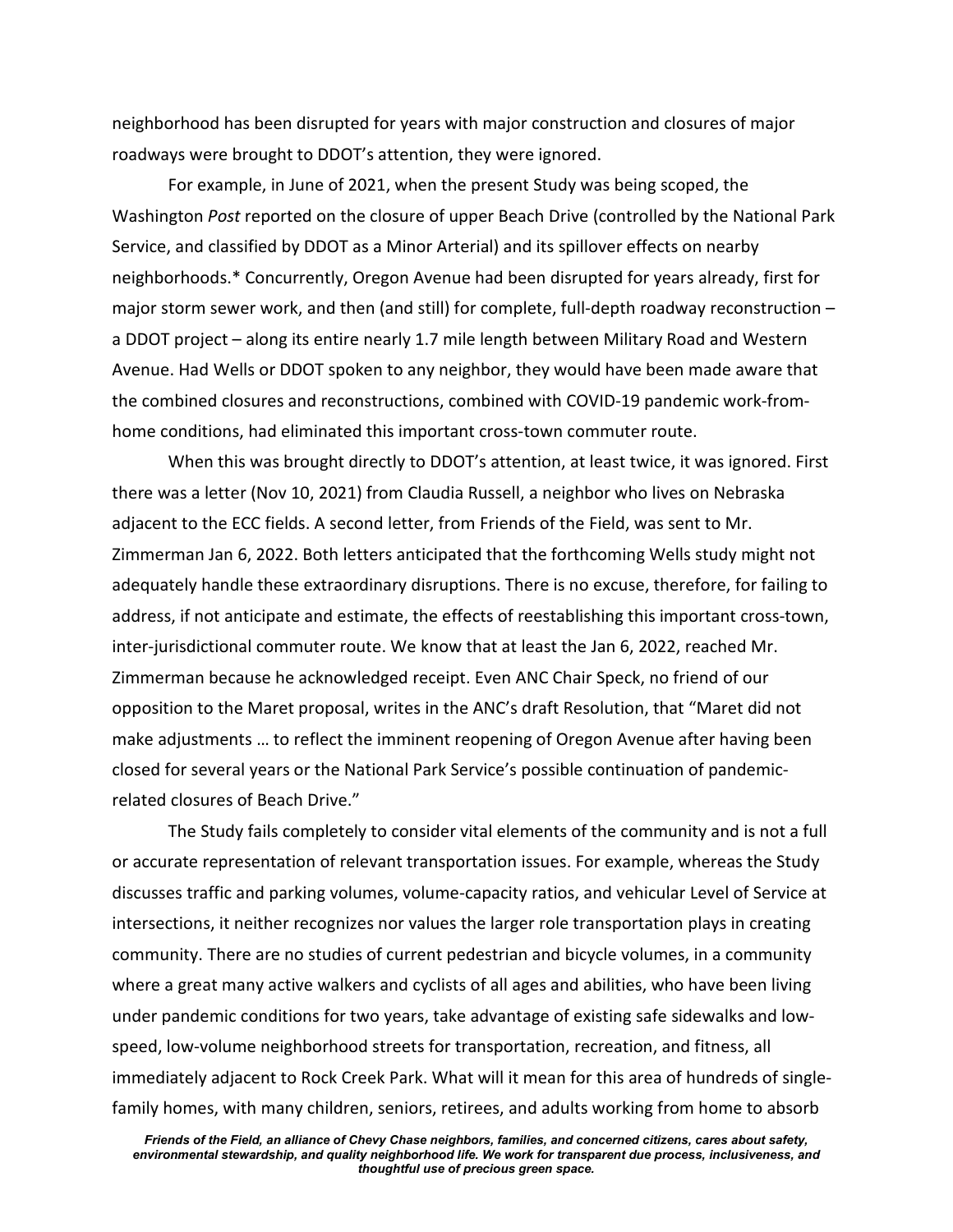neighborhood has been disrupted for years with major construction and closures of major roadways were brought to DDOT's attention, they were ignored.

For example, in June of 2021, when the present Study was being scoped, the Washington *Post* reported on the closure of upper Beach Drive (controlled by the National Park Service, and classified by DDOT as a Minor Arterial) and its spillover effects on nearby neighborhoods.* Concurrently, Oregon Avenue had been disrupted for years already, first for major storm sewer work, and then (and still) for complete, full-depth roadway reconstruction – a DDOT project – along its entire nearly 1.7 mile length between Military Road and Western Avenue. Had Wells or DDOT spoken to any neighbor, they would have been made aware that the combined closures and reconstructions, combined with COVID-19 pandemic work-from-home conditions, had eliminated this important cross-town commuter route.

When this was brought directly to DDOT's attention, at least twice, it was ignored. First there was a letter (Nov 10, 2021) from Claudia Russell, a neighbor who lives on Nebraska adjacent to the ECC fields. A second letter, from Friends of the Field, was sent to Mr. Zimmerman Jan 6, 2022. Both letters anticipated that the forthcoming Wells study might not adequately handle these extraordinary disruptions. There is no excuse, therefore, for failing to address, if not anticipate and estimate, the effects of reestablishing this important cross-town, inter-jurisdictional commuter route. We know that at least the Jan 6, 2022, reached Mr. Zimmerman because he acknowledged receipt. Even ANC Chair Speck, no friend of our opposition to the Maret proposal, writes in the ANC's draft Resolution, that "Maret did not make adjustments … to reflect the imminent reopening of Oregon Avenue after having been closed for several years or the National Park Service's possible continuation of pandemic-related closures of Beach Drive."

The Study fails completely to consider vital elements of the community and is not a full or accurate representation of relevant transportation issues. For example, whereas the Study discusses traffic and parking volumes, volume-capacity ratios, and vehicular Level of Service at intersections, it neither recognizes nor values the larger role transportation plays in creating community. There are no studies of current pedestrian and bicycle volumes, in a community where a great many active walkers and cyclists of all ages and abilities, who have been living under pandemic conditions for two years, take advantage of existing safe sidewalks and low-speed, low-volume neighborhood streets for transportation, recreation, and fitness, all immediately adjacent to Rock Creek Park. What will it mean for this area of hundreds of single-family homes, with many children, seniors, retirees, and adults working from home to absorb

***Friends of the Field, an alliance of Chevy Chase neighbors, families, and concerned citizens, cares about safety, environmental stewardship, and quality neighborhood life. We work for transparent due process, inclusiveness, and thoughtful use of precious green space.***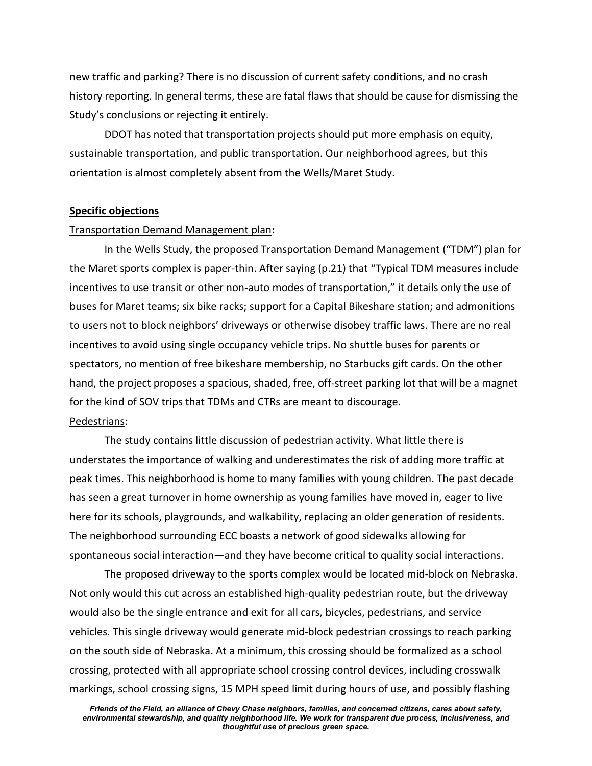new traffic and parking? There is no discussion of current safety conditions, and no crash history reporting. In general terms, these are fatal flaws that should be cause for dismissing the Study's conclusions or rejecting it entirely.

DDOT has noted that transportation projects should put more emphasis on equity, sustainable transportation, and public transportation. Our neighborhood agrees, but this orientation is almost completely absent from the Wells/Maret Study.

**Specific objections**

Transportation Demand Management plan**:**

In the Wells Study, the proposed Transportation Demand Management ("TDM") plan for the Maret sports complex is paper-thin. After saying (p.21) that "Typical TDM measures include incentives to use transit or other non-auto modes of transportation," it details only the use of buses for Maret teams; six bike racks; support for a Capital Bikeshare station; and admonitions to users not to block neighbors' driveways or otherwise disobey traffic laws. There are no real incentives to avoid using single occupancy vehicle trips. No shuttle buses for parents or spectators, no mention of free bikeshare membership, no Starbucks gift cards. On the other hand, the project proposes a spacious, shaded, free, off-street parking lot that will be a magnet for the kind of SOV trips that TDMs and CTRs are meant to discourage.

Pedestrians:

The study contains little discussion of pedestrian activity. What little there is understates the importance of walking and underestimates the risk of adding more traffic at peak times. This neighborhood is home to many families with young children. The past decade has seen a great turnover in home ownership as young families have moved in, eager to live here for its schools, playgrounds, and walkability, replacing an older generation of residents. The neighborhood surrounding ECC boasts a network of good sidewalks allowing for spontaneous social interaction—and they have become critical to quality social interactions.

The proposed driveway to the sports complex would be located mid-block on Nebraska. Not only would this cut across an established high-quality pedestrian route, but the driveway would also be the single entrance and exit for all cars, bicycles, pedestrians, and service vehicles. This single driveway would generate mid-block pedestrian crossings to reach parking on the south side of Nebraska. At a minimum, this crossing should be formalized as a school crossing, protected with all appropriate school crossing control devices, including crosswalk markings, school crossing signs, 15 MPH speed limit during hours of use, and possibly flashing

*Friends of the Field, an alliance of Chevy Chase neighbors, families, and concerned citizens, cares about safety, environmental stewardship, and quality neighborhood life. We work for transparent due process, inclusiveness, and thoughtful use of precious green space.*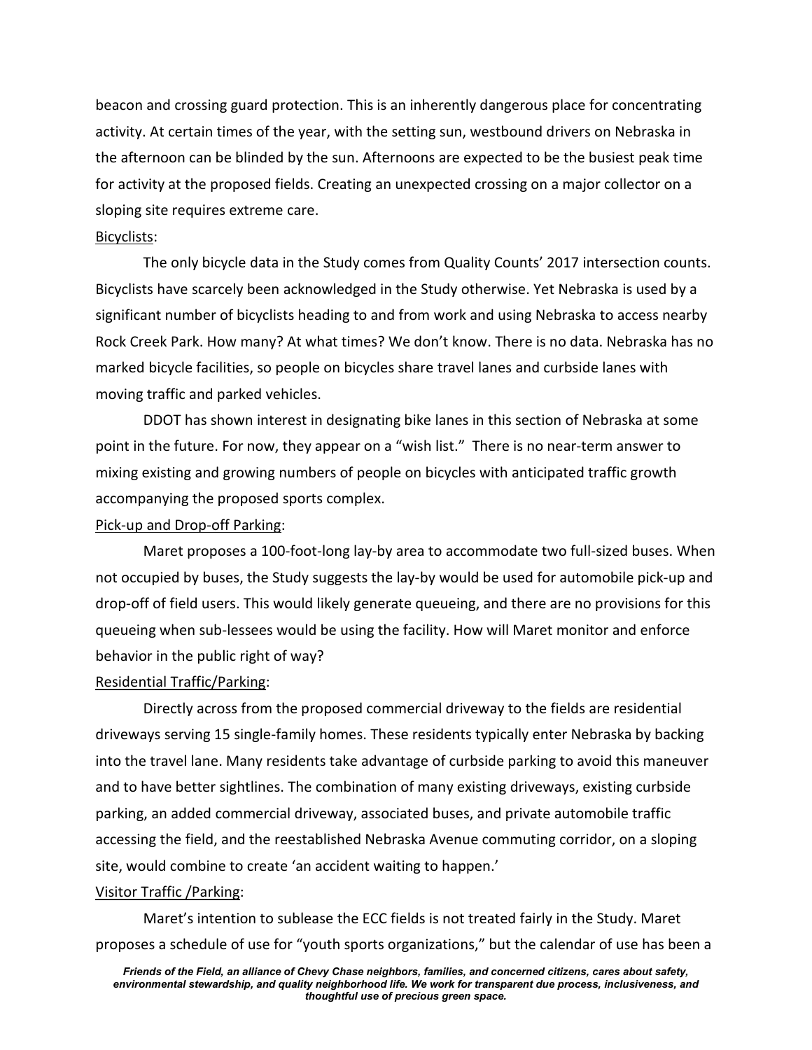beacon and crossing guard protection. This is an inherently dangerous place for concentrating activity. At certain times of the year, with the setting sun, westbound drivers on Nebraska in the afternoon can be blinded by the sun. Afternoons are expected to be the busiest peak time for activity at the proposed fields. Creating an unexpected crossing on a major collector on a sloping site requires extreme care.

<u>Bicyclists</u>:

The only bicycle data in the Study comes from Quality Counts' 2017 intersection counts. Bicyclists have scarcely been acknowledged in the Study otherwise. Yet Nebraska is used by a significant number of bicyclists heading to and from work and using Nebraska to access nearby Rock Creek Park. How many? At what times? We don't know. There is no data. Nebraska has no marked bicycle facilities, so people on bicycles share travel lanes and curbside lanes with moving traffic and parked vehicles.

DDOT has shown interest in designating bike lanes in this section of Nebraska at some point in the future. For now, they appear on a "wish list." There is no near-term answer to mixing existing and growing numbers of people on bicycles with anticipated traffic growth accompanying the proposed sports complex.

<u>Pick-up and Drop-off Parking</u>:

Maret proposes a 100-foot-long lay-by area to accommodate two full-sized buses. When not occupied by buses, the Study suggests the lay-by would be used for automobile pick-up and drop-off of field users. This would likely generate queueing, and there are no provisions for this queueing when sub-lessees would be using the facility. How will Maret monitor and enforce behavior in the public right of way?

<u>Residential Traffic/Parking</u>:

Directly across from the proposed commercial driveway to the fields are residential driveways serving 15 single-family homes. These residents typically enter Nebraska by backing into the travel lane. Many residents take advantage of curbside parking to avoid this maneuver and to have better sightlines. The combination of many existing driveways, existing curbside parking, an added commercial driveway, associated buses, and private automobile traffic accessing the field, and the reestablished Nebraska Avenue commuting corridor, on a sloping site, would combine to create 'an accident waiting to happen.'

<u>Visitor Traffic /Parking</u>:

Maret's intention to sublease the ECC fields is not treated fairly in the Study. Maret proposes a schedule of use for "youth sports organizations," but the calendar of use has been a

***Friends of the Field, an alliance of Chevy Chase neighbors, families, and concerned citizens, cares about safety, environmental stewardship, and quality neighborhood life. We work for transparent due process, inclusiveness, and thoughtful use of precious green space.***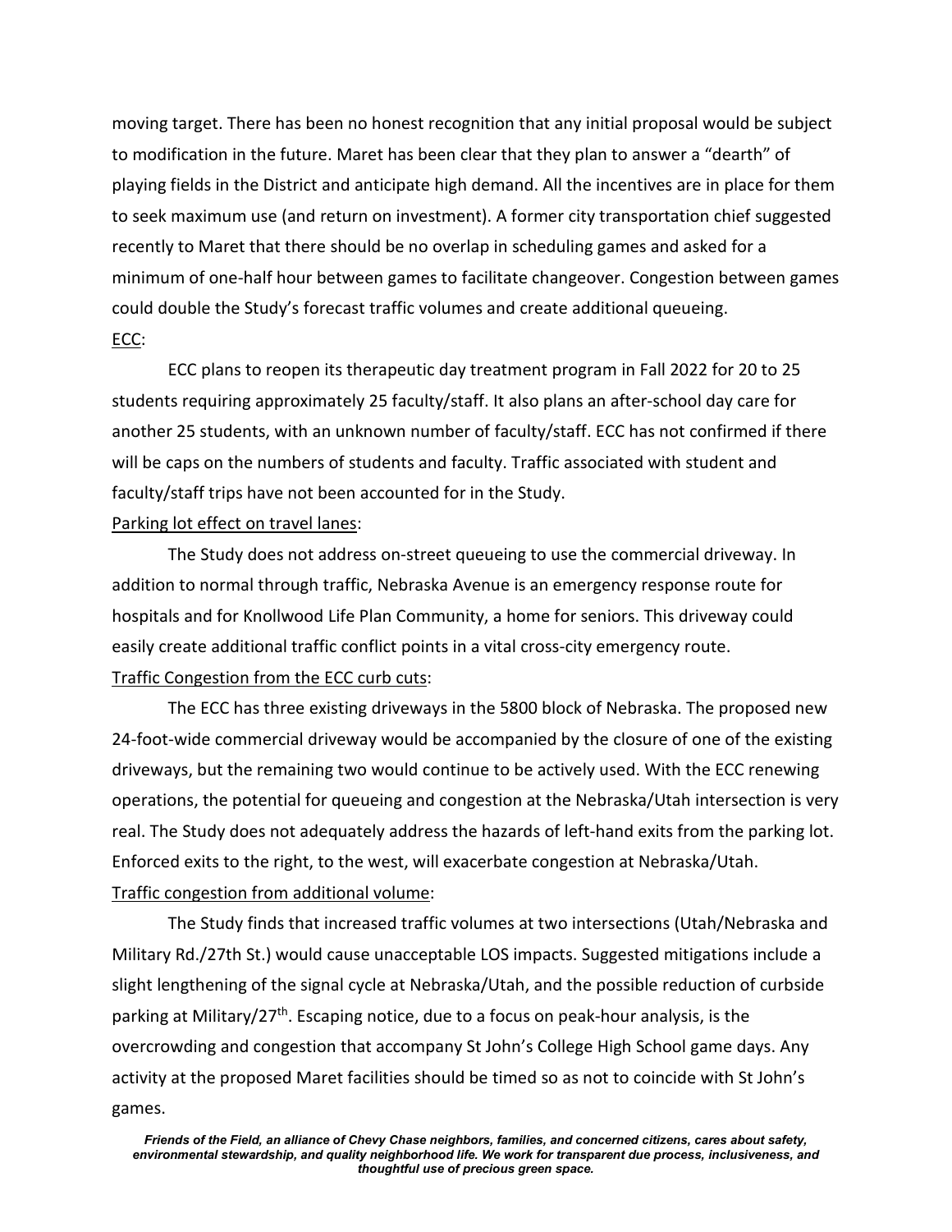moving target. There has been no honest recognition that any initial proposal would be subject to modification in the future. Maret has been clear that they plan to answer a "dearth" of playing fields in the District and anticipate high demand. All the incentives are in place for them to seek maximum use (and return on investment). A former city transportation chief suggested recently to Maret that there should be no overlap in scheduling games and asked for a minimum of one-half hour between games to facilitate changeover. Congestion between games could double the Study's forecast traffic volumes and create additional queueing.

<u>ECC</u>:

ECC plans to reopen its therapeutic day treatment program in Fall 2022 for 20 to 25 students requiring approximately 25 faculty/staff. It also plans an after-school day care for another 25 students, with an unknown number of faculty/staff. ECC has not confirmed if there will be caps on the numbers of students and faculty. Traffic associated with student and faculty/staff trips have not been accounted for in the Study.

<u>Parking lot effect on travel lanes</u>:

The Study does not address on-street queueing to use the commercial driveway. In addition to normal through traffic, Nebraska Avenue is an emergency response route for hospitals and for Knollwood Life Plan Community, a home for seniors. This driveway could easily create additional traffic conflict points in a vital cross-city emergency route.

<u>Traffic Congestion from the ECC curb cuts</u>:

The ECC has three existing driveways in the 5800 block of Nebraska. The proposed new 24-foot-wide commercial driveway would be accompanied by the closure of one of the existing driveways, but the remaining two would continue to be actively used. With the ECC renewing operations, the potential for queueing and congestion at the Nebraska/Utah intersection is very real. The Study does not adequately address the hazards of left-hand exits from the parking lot. Enforced exits to the right, to the west, will exacerbate congestion at Nebraska/Utah.

<u>Traffic congestion from additional volume</u>:

The Study finds that increased traffic volumes at two intersections (Utah/Nebraska and Military Rd./27th St.) would cause unacceptable LOS impacts. Suggested mitigations include a slight lengthening of the signal cycle at Nebraska/Utah, and the possible reduction of curbside parking at Military/27th. Escaping notice, due to a focus on peak-hour analysis, is the overcrowding and congestion that accompany St John's College High School game days. Any activity at the proposed Maret facilities should be timed so as not to coincide with St John's games.

***Friends of the Field, an alliance of Chevy Chase neighbors, families, and concerned citizens, cares about safety, environmental stewardship, and quality neighborhood life. We work for transparent due process, inclusiveness, and thoughtful use of precious green space.***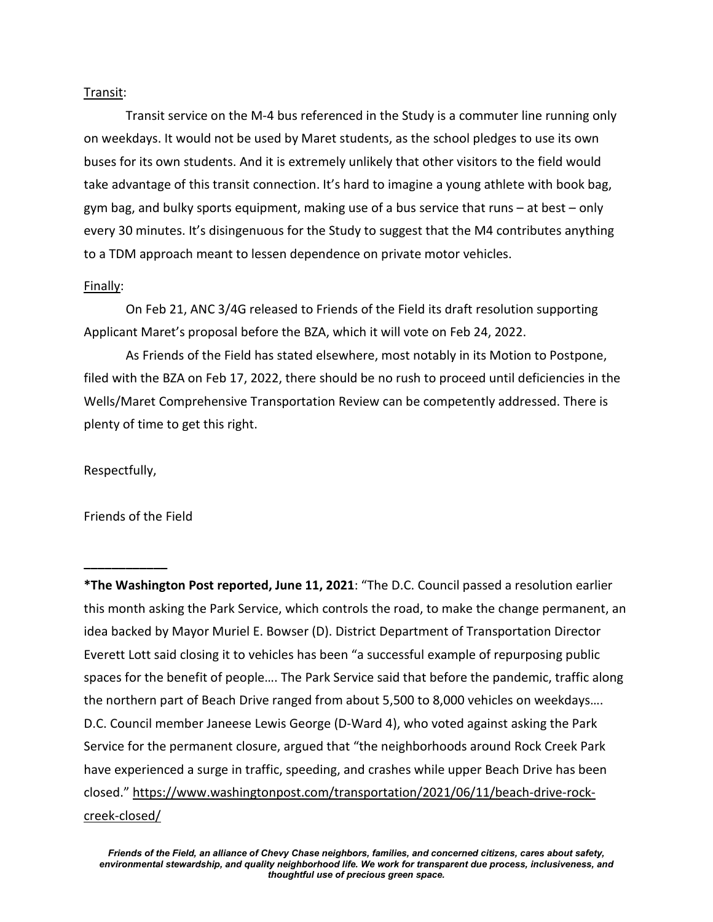Transit:

Transit service on the M-4 bus referenced in the Study is a commuter line running only on weekdays. It would not be used by Maret students, as the school pledges to use its own buses for its own students. And it is extremely unlikely that other visitors to the field would take advantage of this transit connection. It's hard to imagine a young athlete with book bag, gym bag, and bulky sports equipment, making use of a bus service that runs – at best – only every 30 minutes. It's disingenuous for the Study to suggest that the M4 contributes anything to a TDM approach meant to lessen dependence on private motor vehicles.

Finally:

On Feb 21, ANC 3/4G released to Friends of the Field its draft resolution supporting Applicant Maret's proposal before the BZA, which it will vote on Feb 24, 2022.

As Friends of the Field has stated elsewhere, most notably in its Motion to Postpone, filed with the BZA on Feb 17, 2022, there should be no rush to proceed until deficiencies in the Wells/Maret Comprehensive Transportation Review can be competently addressed. There is plenty of time to get this right.

Respectfully,

Friends of the Field

___________

***The Washington Post reported, June 11, 2021**: "The D.C. Council passed a resolution earlier this month asking the Park Service, which controls the road, to make the change permanent, an idea backed by Mayor Muriel E. Bowser (D). District Department of Transportation Director Everett Lott said closing it to vehicles has been "a successful example of repurposing public spaces for the benefit of people…. The Park Service said that before the pandemic, traffic along the northern part of Beach Drive ranged from about 5,500 to 8,000 vehicles on weekdays…. D.C. Council member Janeese Lewis George (D-Ward 4), who voted against asking the Park Service for the permanent closure, argued that "the neighborhoods around Rock Creek Park have experienced a surge in traffic, speeding, and crashes while upper Beach Drive has been closed." https://www.washingtonpost.com/transportation/2021/06/11/beach-drive-rock-creek-closed/

*Friends of the Field, an alliance of Chevy Chase neighbors, families, and concerned citizens, cares about safety, environmental stewardship, and quality neighborhood life. We work for transparent due process, inclusiveness, and thoughtful use of precious green space.*